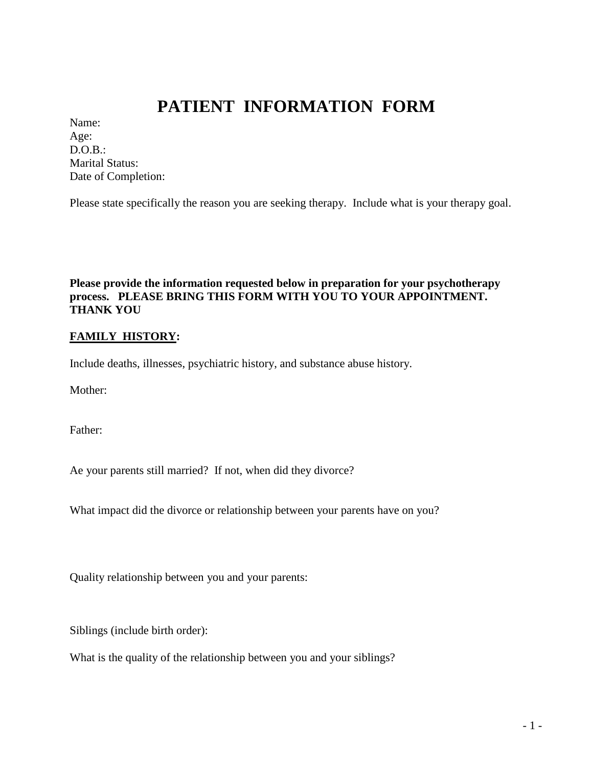# PATIENT INFORMATION FORM

Name:
Age:
D.O.B.:
Marital Status:
Date of Completion:

Please state specifically the reason you are seeking therapy. Include what is your therapy goal.

**Please provide the information requested below in preparation for your psychotherapy process. PLEASE BRING THIS FORM WITH YOU TO YOUR APPOINTMENT. THANK YOU**

## FAMILY HISTORY:

Include deaths, illnesses, psychiatric history, and substance abuse history.

Mother:

Father:

Ae your parents still married? If not, when did they divorce?

What impact did the divorce or relationship between your parents have on you?

Quality relationship between you and your parents:

Siblings (include birth order):

What is the quality of the relationship between you and your siblings?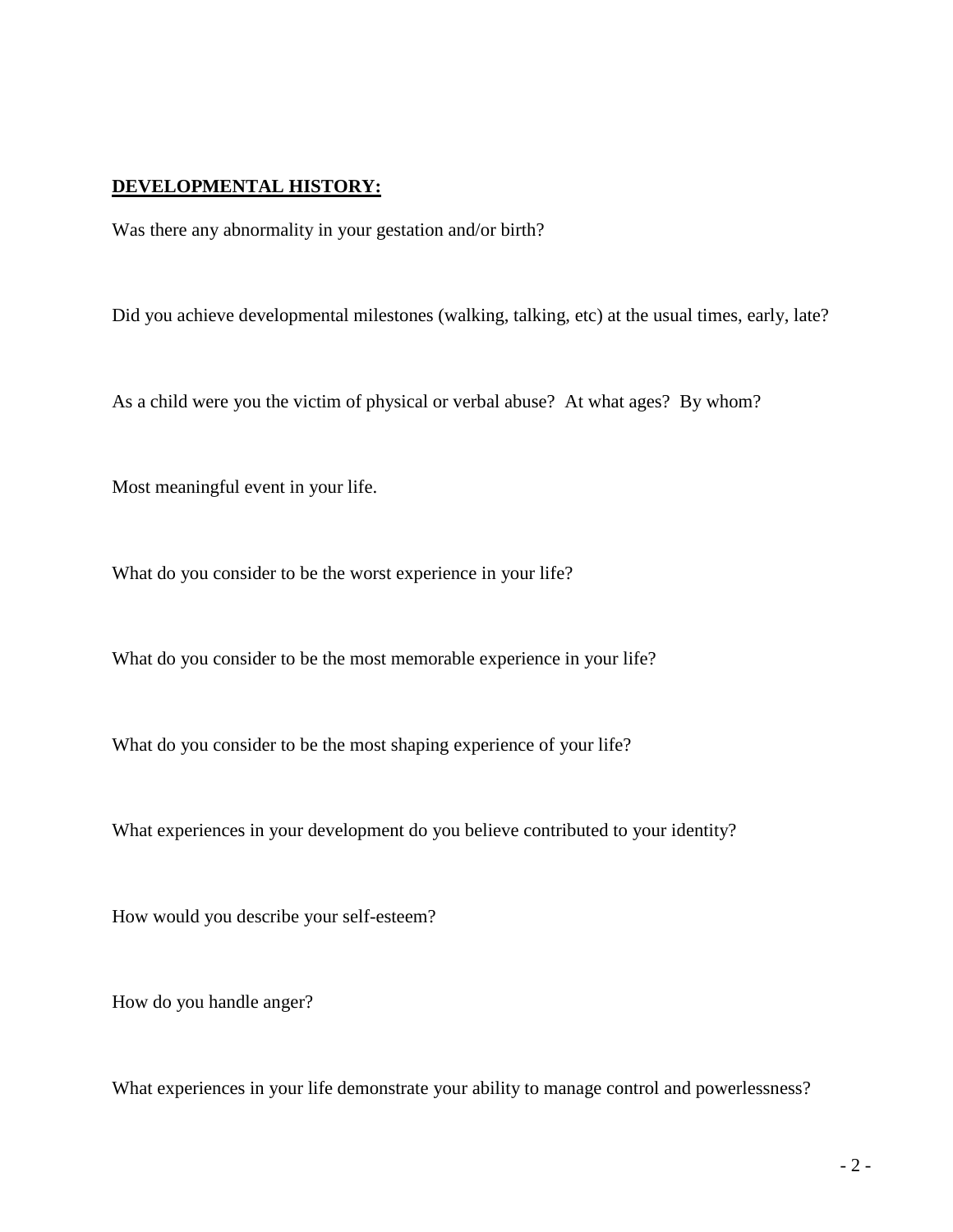## **DEVELOPMENTAL HISTORY:**

Was there any abnormality in your gestation and/or birth?

Did you achieve developmental milestones (walking, talking, etc) at the usual times, early, late?

As a child were you the victim of physical or verbal abuse? At what ages? By whom?

Most meaningful event in your life.

What do you consider to be the worst experience in your life?

What do you consider to be the most memorable experience in your life?

What do you consider to be the most shaping experience of your life?

What experiences in your development do you believe contributed to your identity?

How would you describe your self-esteem?

How do you handle anger?

What experiences in your life demonstrate your ability to manage control and powerlessness?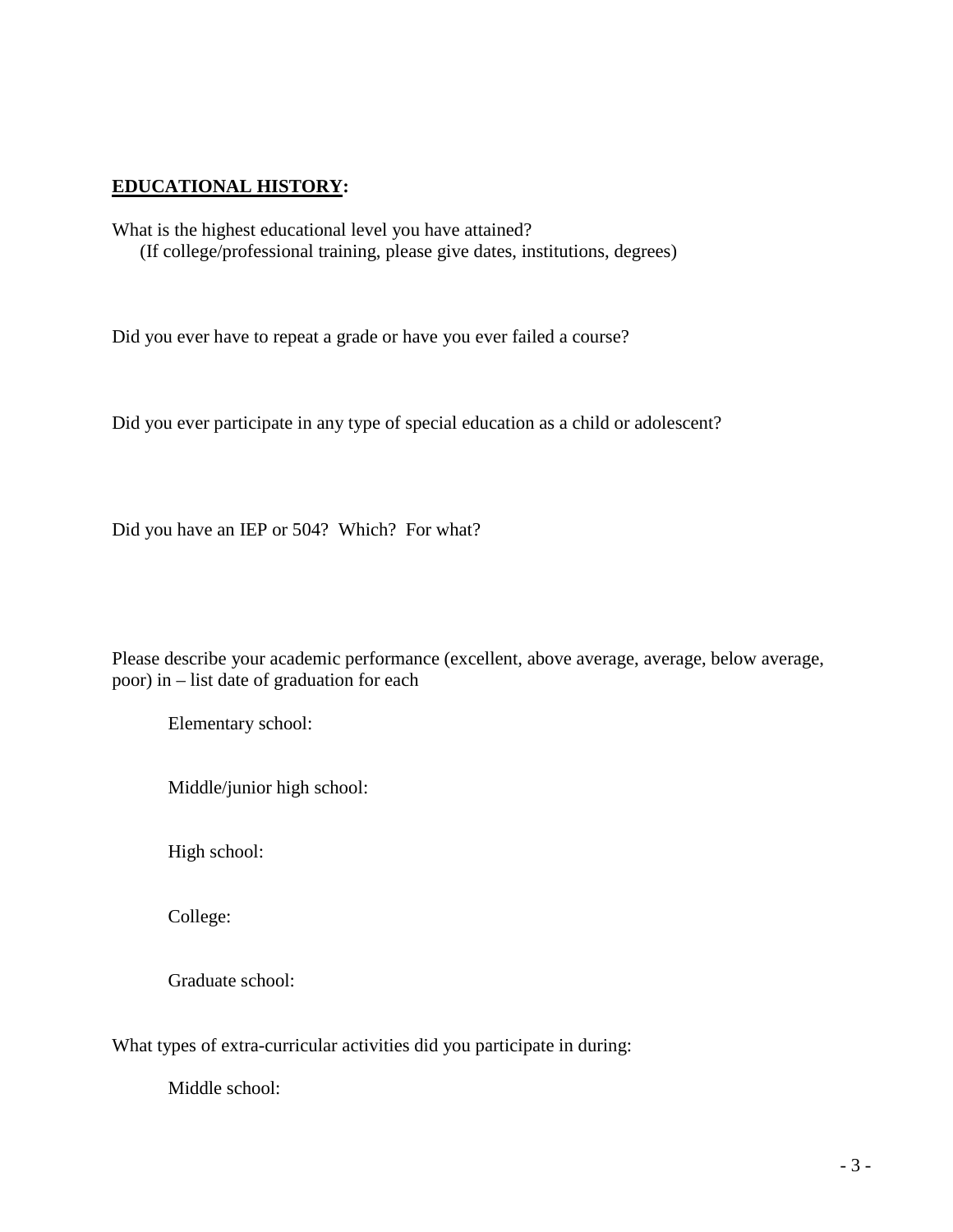**<u>EDUCATIONAL HISTORY</u>:**

What is the highest educational level you have attained?
(If college/professional training, please give dates, institutions, degrees)

Did you ever have to repeat a grade or have you ever failed a course?

Did you ever participate in any type of special education as a child or adolescent?

Did you have an IEP or 504? Which? For what?

Please describe your academic performance (excellent, above average, average, below average, poor) in – list date of graduation for each

Elementary school:

Middle/junior high school:

High school:

College:

Graduate school:

What types of extra-curricular activities did you participate in during:

Middle school: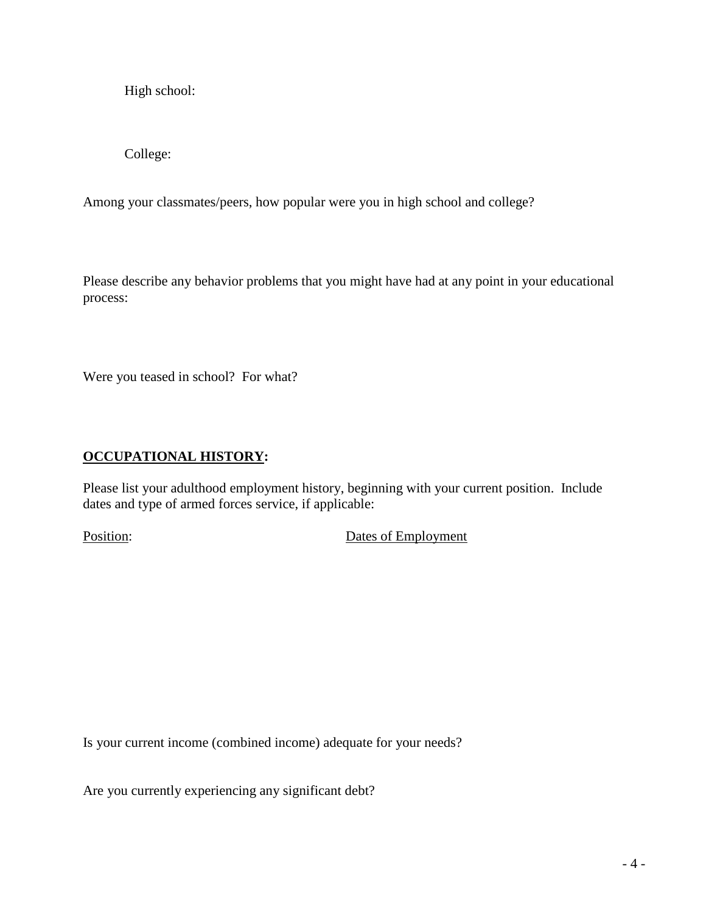High school:

College:

Among your classmates/peers, how popular were you in high school and college?

Please describe any behavior problems that you might have had at any point in your educational process:

Were you teased in school? For what?

## OCCUPATIONAL HISTORY:

Please list your adulthood employment history, beginning with your current position. Include dates and type of armed forces service, if applicable:

| Position: | Dates of Employment |
| --- | --- |

Is your current income (combined income) adequate for your needs?

Are you currently experiencing any significant debt?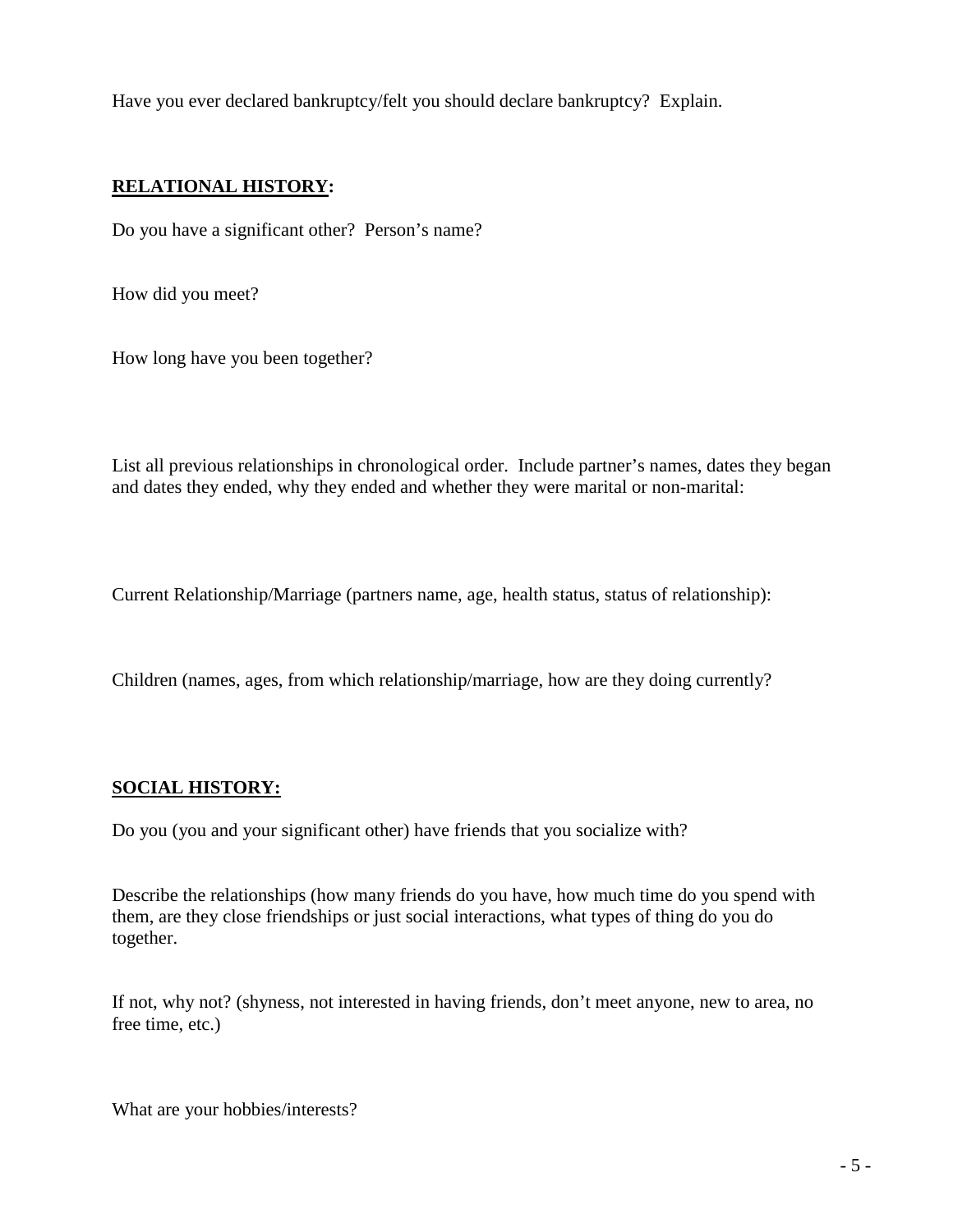Have you ever declared bankruptcy/felt you should declare bankruptcy? Explain.

## **RELATIONAL HISTORY:**

Do you have a significant other? Person's name?

How did you meet?

How long have you been together?

List all previous relationships in chronological order. Include partner's names, dates they began and dates they ended, why they ended and whether they were marital or non-marital:

Current Relationship/Marriage (partners name, age, health status, status of relationship):

Children (names, ages, from which relationship/marriage, how are they doing currently?

## **SOCIAL HISTORY:**

Do you (you and your significant other) have friends that you socialize with?

Describe the relationships (how many friends do you have, how much time do you spend with them, are they close friendships or just social interactions, what types of thing do you do together.

If not, why not? (shyness, not interested in having friends, don't meet anyone, new to area, no free time, etc.)

What are your hobbies/interests?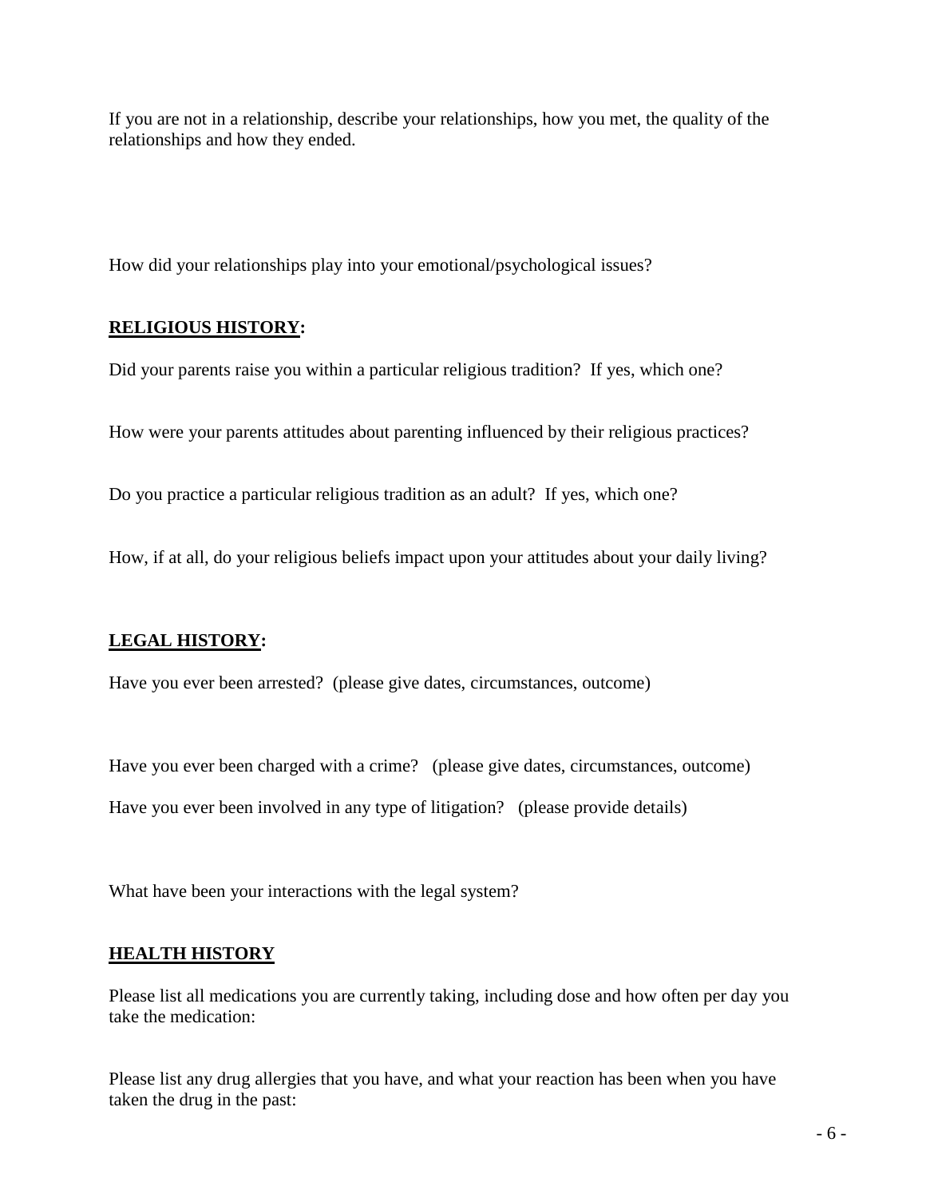If you are not in a relationship, describe your relationships, how you met, the quality of the relationships and how they ended.

How did your relationships play into your emotional/psychological issues?

## **RELIGIOUS HISTORY:**

Did your parents raise you within a particular religious tradition? If yes, which one?

How were your parents attitudes about parenting influenced by their religious practices?

Do you practice a particular religious tradition as an adult? If yes, which one?

How, if at all, do your religious beliefs impact upon your attitudes about your daily living?

## **LEGAL HISTORY:**

Have you ever been arrested? (please give dates, circumstances, outcome)

Have you ever been charged with a crime? (please give dates, circumstances, outcome)

Have you ever been involved in any type of litigation? (please provide details)

What have been your interactions with the legal system?

## **HEALTH HISTORY**

Please list all medications you are currently taking, including dose and how often per day you take the medication:

Please list any drug allergies that you have, and what your reaction has been when you have taken the drug in the past: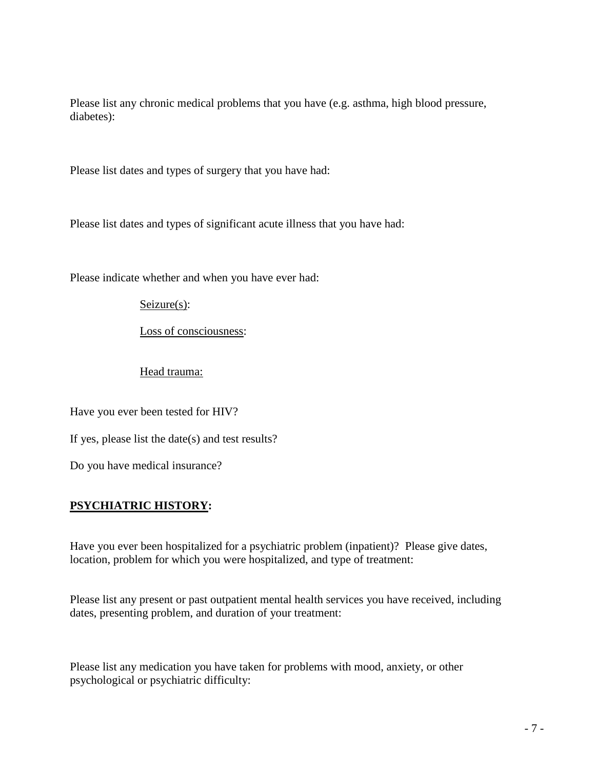Please list any chronic medical problems that you have (e.g. asthma, high blood pressure, diabetes):

Please list dates and types of surgery that you have had:

Please list dates and types of significant acute illness that you have had:

Please indicate whether and when you have ever had:

<u>Seizure(s)</u>:

<u>Loss of consciousness</u>:

<u>Head trauma:</u>

Have you ever been tested for HIV?

If yes, please list the date(s) and test results?

Do you have medical insurance?

## **<u>PSYCHIATRIC HISTORY</u>:**

Have you ever been hospitalized for a psychiatric problem (inpatient)? Please give dates, location, problem for which you were hospitalized, and type of treatment:

Please list any present or past outpatient mental health services you have received, including dates, presenting problem, and duration of your treatment:

Please list any medication you have taken for problems with mood, anxiety, or other psychological or psychiatric difficulty: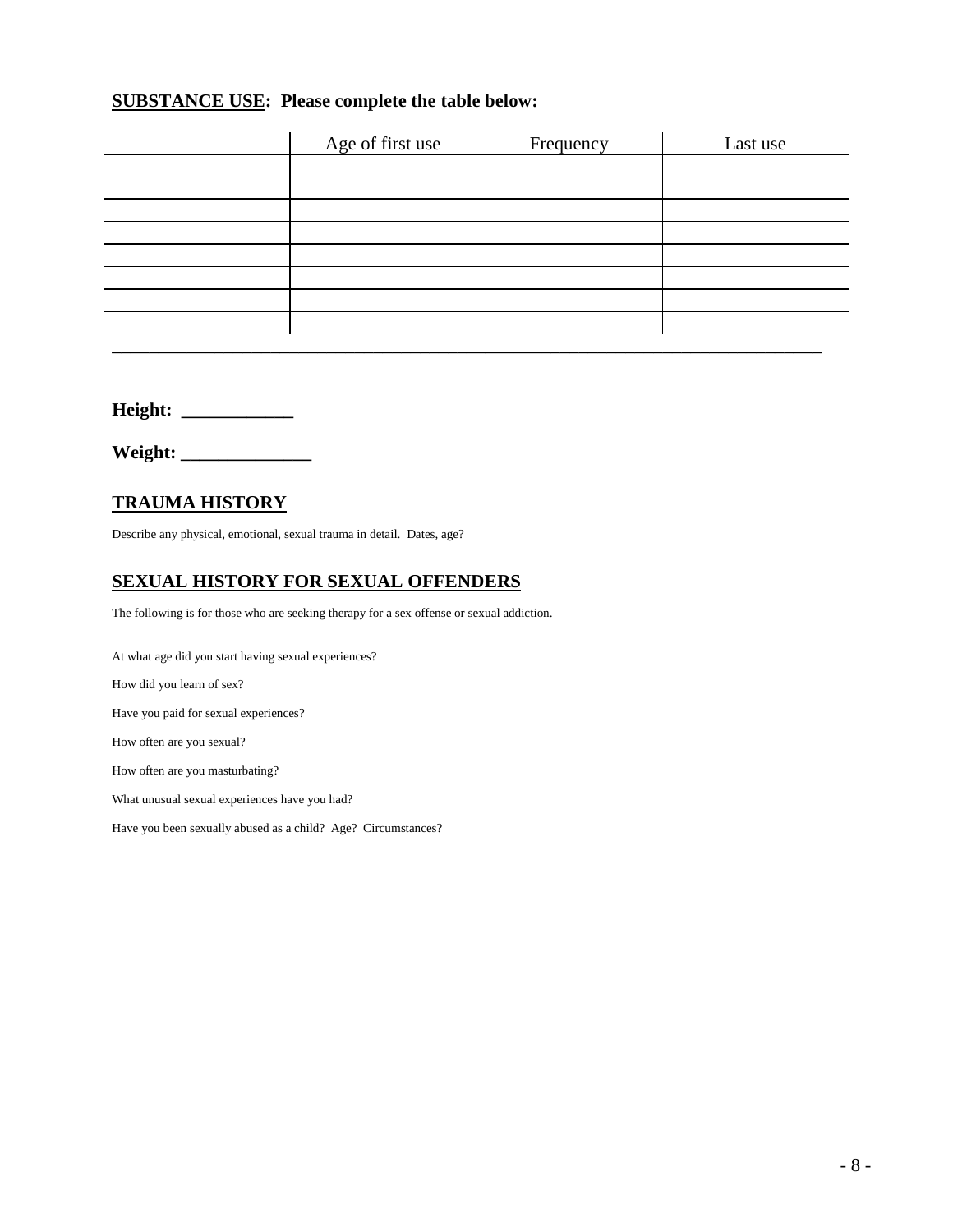**SUBSTANCE USE: Please complete the table below:**

| | Age of first use | Frequency | Last use |
|---|---|---|---|
| | | | |
| | | | |
| | | | |
| | | | |
| | | | |
| | | | |
| | | | |
| | | | |

**Height:** ____________

**Weight:** ______________

## TRAUMA HISTORY

Describe any physical, emotional, sexual trauma in detail. Dates, age?

## SEXUAL HISTORY FOR SEXUAL OFFENDERS

The following is for those who are seeking therapy for a sex offense or sexual addiction.

At what age did you start having sexual experiences?

How did you learn of sex?

Have you paid for sexual experiences?

How often are you sexual?

How often are you masturbating?

What unusual sexual experiences have you had?

Have you been sexually abused as a child? Age? Circumstances?